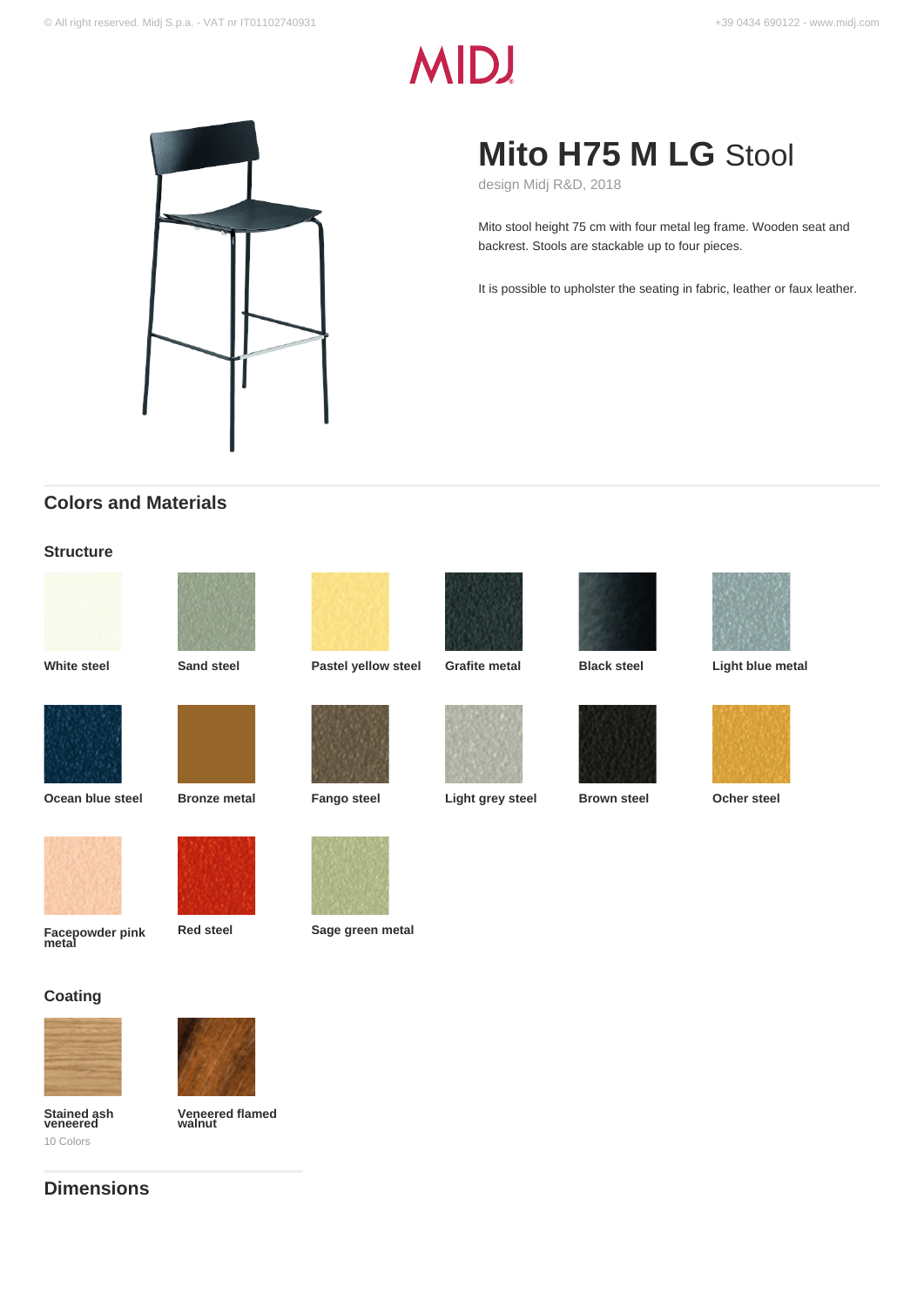MIDJ

# Mito H75 M LG Stool

design Midj R&D, 2018

Mito stool height 75 cm with four metal leg frame. Wooden seat and backrest. Stools are stackable up to four pieces.

It is possible to upholster the seating in fabric, leather or faux leather.

## Colors and Materials

### Structure

- **White steel**
- **Sand steel**
- **Pastel yellow steel**
- **Grafite metal**
- **Black steel**
- **Light blue metal**
- **Ocean blue steel**
- **Bronze metal**
- **Fango steel**
- **Light grey steel**
- **Brown steel**
- **Ocher steel**
- **Facepowder pink metal**
- **Red steel**
- **Sage green metal**

### Coating

- **Stained ash veneered**
  10 Colors
- **Veneered flamed walnut**

## Dimensions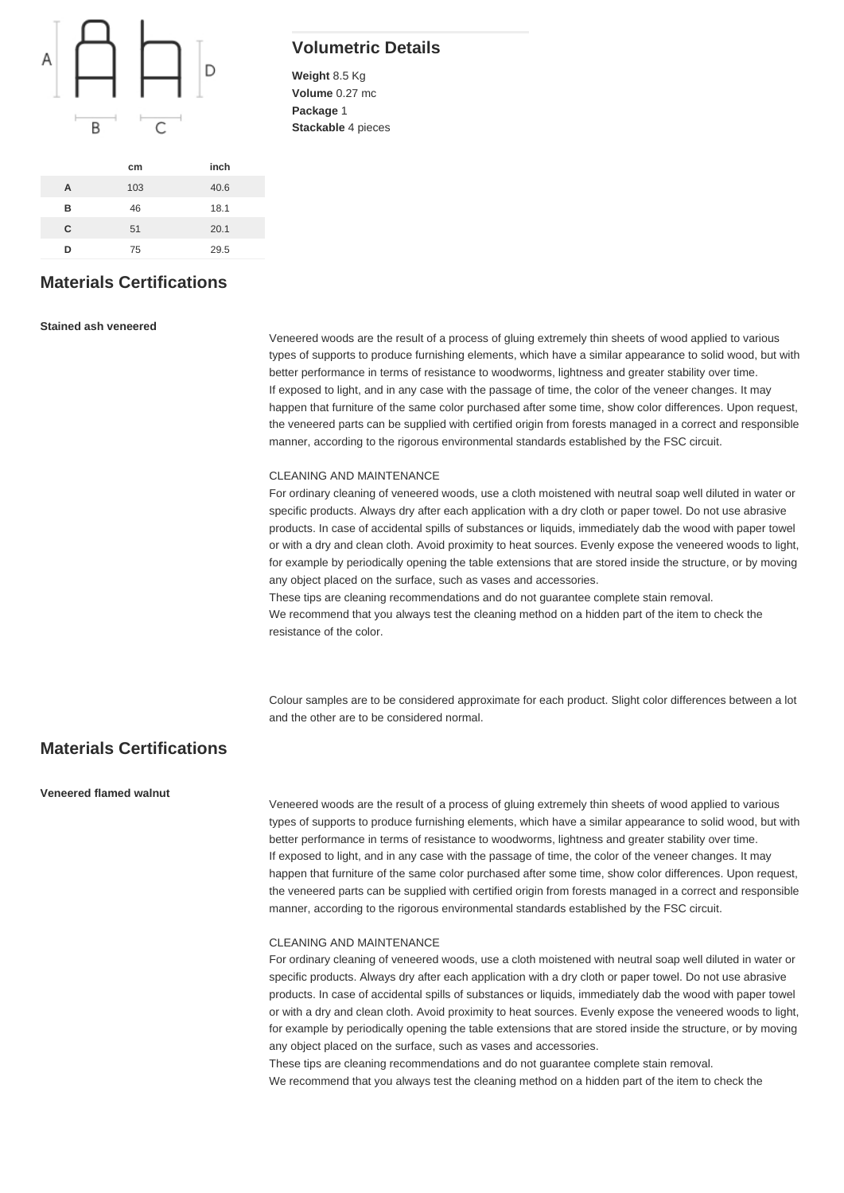| | cm | inch |
|---|---|---|
| A | 103 | 40.6 |
| B | 46 | 18.1 |
| C | 51 | 20.1 |
| D | 75 | 29.5 |

## Volumetric Details

**Weight** 8.5 Kg
**Volume** 0.27 mc
**Package** 1
**Stackable** 4 pieces

## Materials Certifications

**Stained ash veneered**

Veneered woods are the result of a process of gluing extremely thin sheets of wood applied to various types of supports to produce furnishing elements, which have a similar appearance to solid wood, but with better performance in terms of resistance to woodworms, lightness and greater stability over time.
If exposed to light, and in any case with the passage of time, the color of the veneer changes. It may happen that furniture of the same color purchased after some time, show color differences. Upon request, the veneered parts can be supplied with certified origin from forests managed in a correct and responsible manner, according to the rigorous environmental standards established by the FSC circuit.

CLEANING AND MAINTENANCE
For ordinary cleaning of veneered woods, use a cloth moistened with neutral soap well diluted in water or specific products. Always dry after each application with a dry cloth or paper towel. Do not use abrasive products. In case of accidental spills of substances or liquids, immediately dab the wood with paper towel or with a dry and clean cloth. Avoid proximity to heat sources. Evenly expose the veneered woods to light, for example by periodically opening the table extensions that are stored inside the structure, or by moving any object placed on the surface, such as vases and accessories.
These tips are cleaning recommendations and do not guarantee complete stain removal.
We recommend that you always test the cleaning method on a hidden part of the item to check the resistance of the color.

Colour samples are to be considered approximate for each product. Slight color differences between a lot and the other are to be considered normal.

## Materials Certifications

**Veneered flamed walnut**

Veneered woods are the result of a process of gluing extremely thin sheets of wood applied to various types of supports to produce furnishing elements, which have a similar appearance to solid wood, but with better performance in terms of resistance to woodworms, lightness and greater stability over time.
If exposed to light, and in any case with the passage of time, the color of the veneer changes. It may happen that furniture of the same color purchased after some time, show color differences. Upon request, the veneered parts can be supplied with certified origin from forests managed in a correct and responsible manner, according to the rigorous environmental standards established by the FSC circuit.

CLEANING AND MAINTENANCE
For ordinary cleaning of veneered woods, use a cloth moistened with neutral soap well diluted in water or specific products. Always dry after each application with a dry cloth or paper towel. Do not use abrasive products. In case of accidental spills of substances or liquids, immediately dab the wood with paper towel or with a dry and clean cloth. Avoid proximity to heat sources. Evenly expose the veneered woods to light, for example by periodically opening the table extensions that are stored inside the structure, or by moving any object placed on the surface, such as vases and accessories.
These tips are cleaning recommendations and do not guarantee complete stain removal.
We recommend that you always test the cleaning method on a hidden part of the item to check the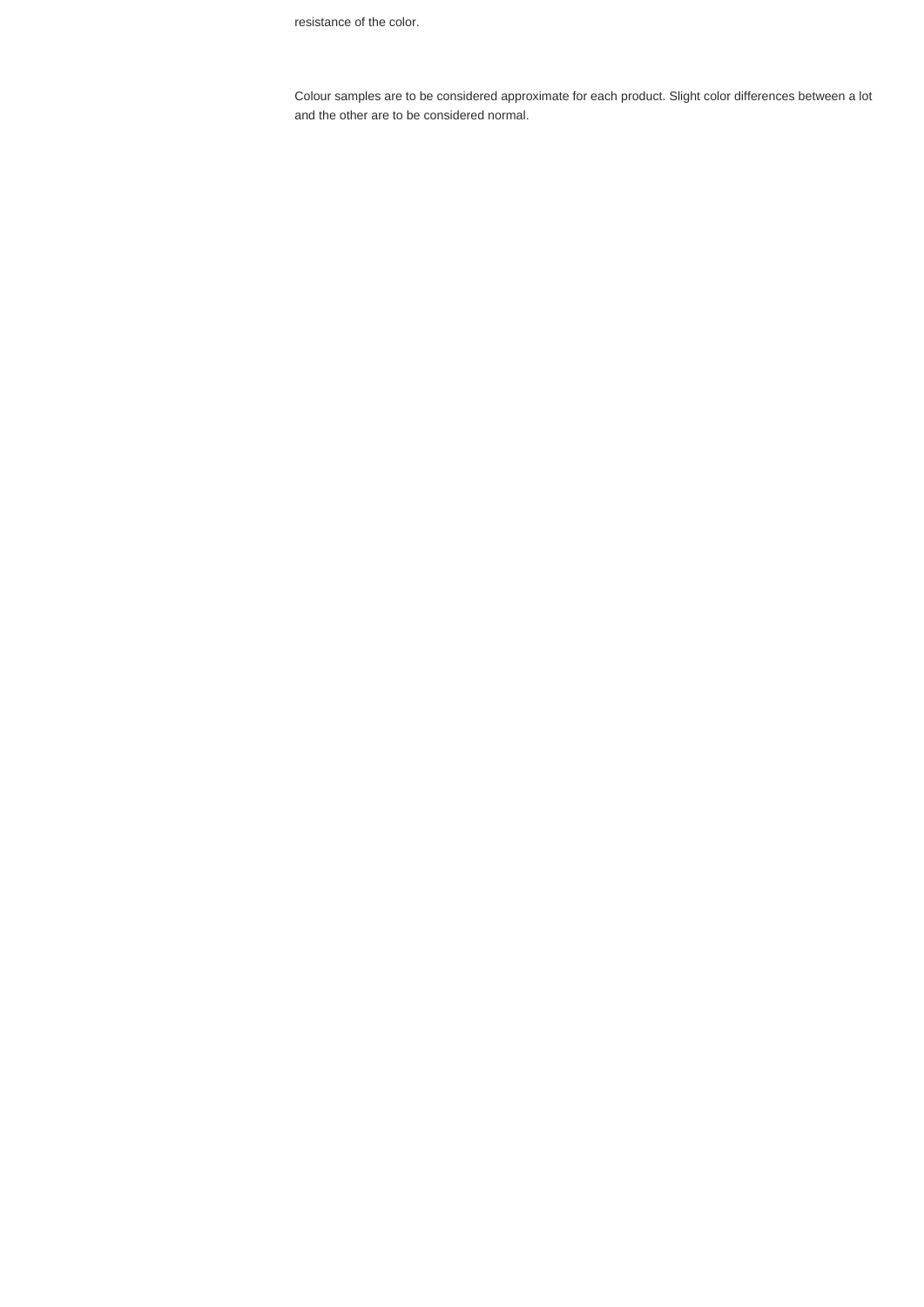resistance of the color.

Colour samples are to be considered approximate for each product. Slight color differences between a lot and the other are to be considered normal.